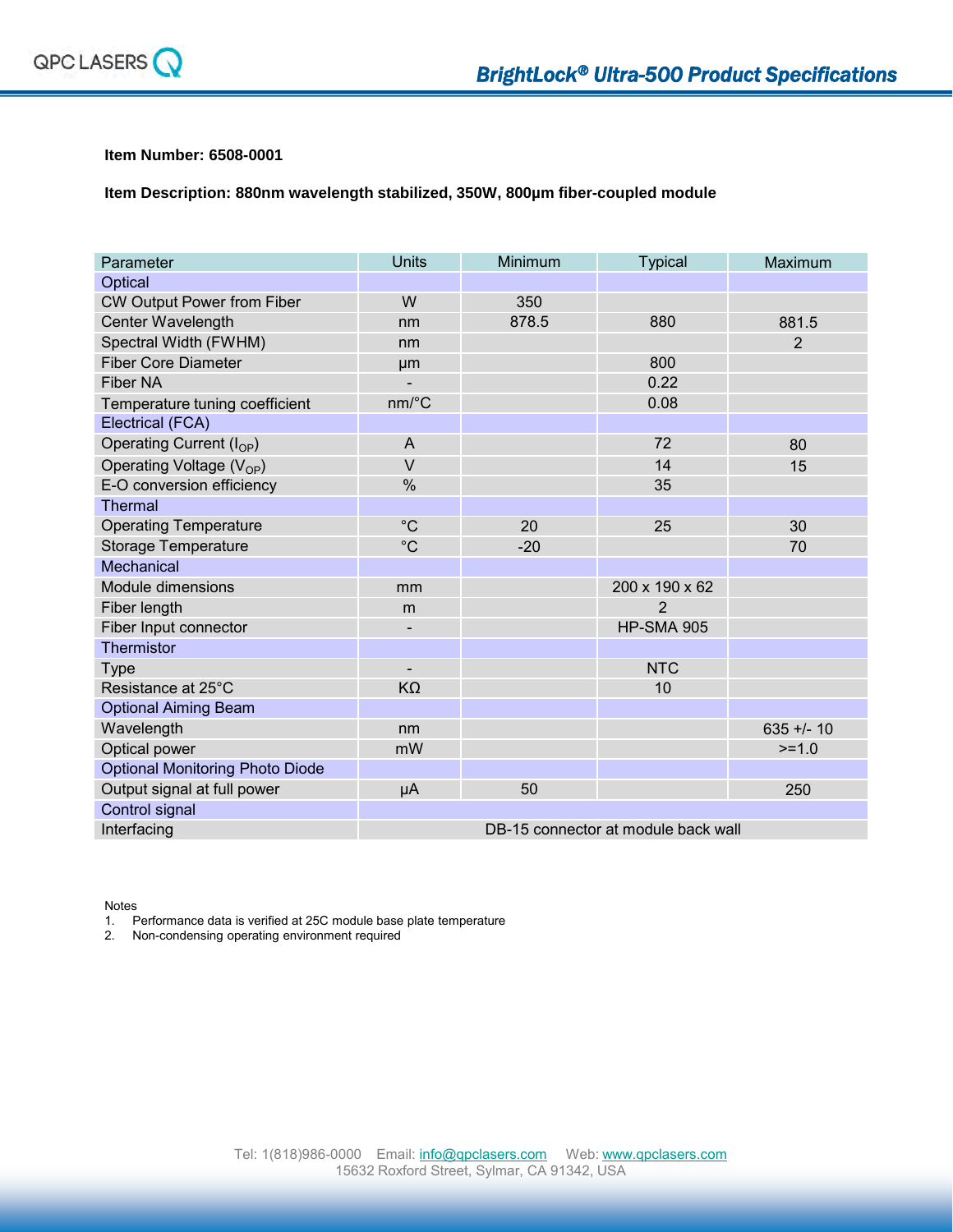# BrightLock® Ultra-500 Product Specifications

**Item Number: 6508-0001**

**Item Description: 880nm wavelength stabilized, 350W, 800µm fiber-coupled module**

| Parameter | Units | Minimum | Typical | Maximum |
|---|---|---|---|---|
| Optical | | | | |
| CW Output Power from Fiber | W | 350 | | |
| Center Wavelength | nm | 878.5 | 880 | 881.5 |
| Spectral Width (FWHM) | nm | | | 2 |
| Fiber Core Diameter | µm | | 800 | |
| Fiber NA | - | | 0.22 | |
| Temperature tuning coefficient | nm/°C | | 0.08 | |
| Electrical (FCA) | | | | |
| Operating Current ($I_{OP}$) | A | | 72 | 80 |
| Operating Voltage ($V_{OP}$) | V | | 14 | 15 |
| E-O conversion efficiency | % | | 35 | |
| Thermal | | | | |
| Operating Temperature | °C | 20 | 25 | 30 |
| Storage Temperature | °C | -20 | | 70 |
| Mechanical | | | | |
| Module dimensions | mm | | 200 x 190 x 62 | |
| Fiber length | m | | 2 | |
| Fiber Input connector | - | | HP-SMA 905 | |
| Thermistor | | | | |
| Type | - | | NTC | |
| Resistance at 25°C | KΩ | | 10 | |
| Optional Aiming Beam | | | | |
| Wavelength | nm | | | 635 +/- 10 |
| Optical power | mW | | | >=1.0 |
| Optional Monitoring Photo Diode | | | | |
| Output signal at full power | µA | 50 | | 250 |
| Control signal | | | | |
| Interfacing | DB-15 connector at module back wall | | | |

Notes
1. Performance data is verified at 25C module base plate temperature
2. Non-condensing operating environment required

Tel: 1(818)986-0000 Email: info@qpclasers.com Web: www.qpclasers.com
15632 Roxford Street, Sylmar, CA 91342, USA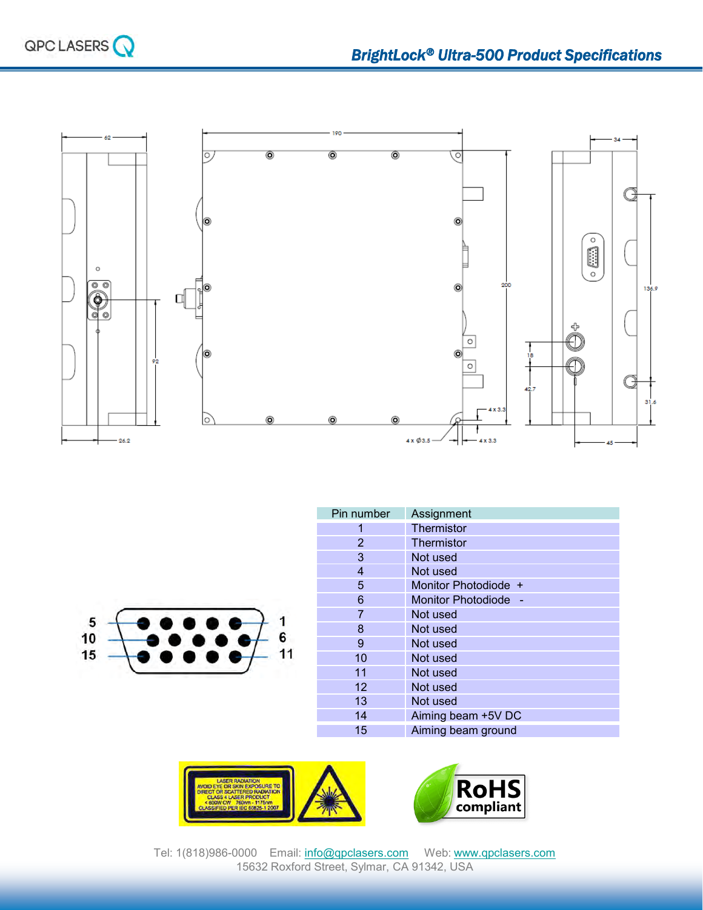62

190

34

200

136.9

18

42.7

31.6

92

26.2

4 x Ø3.5

4 x 3.3

4 x 3.3

45

5 10 15

1 6 11

| Pin number | Assignment |
|---|---|
| 1 | Thermistor |
| 2 | Thermistor |
| 3 | Not used |
| 4 | Not used |
| 5 | Monitor Photodiode + |
| 6 | Monitor Photodiode - |
| 7 | Not used |
| 8 | Not used |
| 9 | Not used |
| 10 | Not used |
| 11 | Not used |
| 12 | Not used |
| 13 | Not used |
| 14 | Aiming beam +5V DC |
| 15 | Aiming beam ground |

LASER RADIATION
AVOID EYE OR SKIN EXPOSURE TO DIRECT OR SCATTERED RADIATION
CLASS 4 LASER PRODUCT
< 600W CW 760nm - 1175nm
CLASSIFIED PER IEC 60825-1 2007

RoHS compliant

Tel: 1(818)986-0000 Email: info@qpclasers.com Web: www.qpclasers.com
15632 Roxford Street, Sylmar, CA 91342, USA